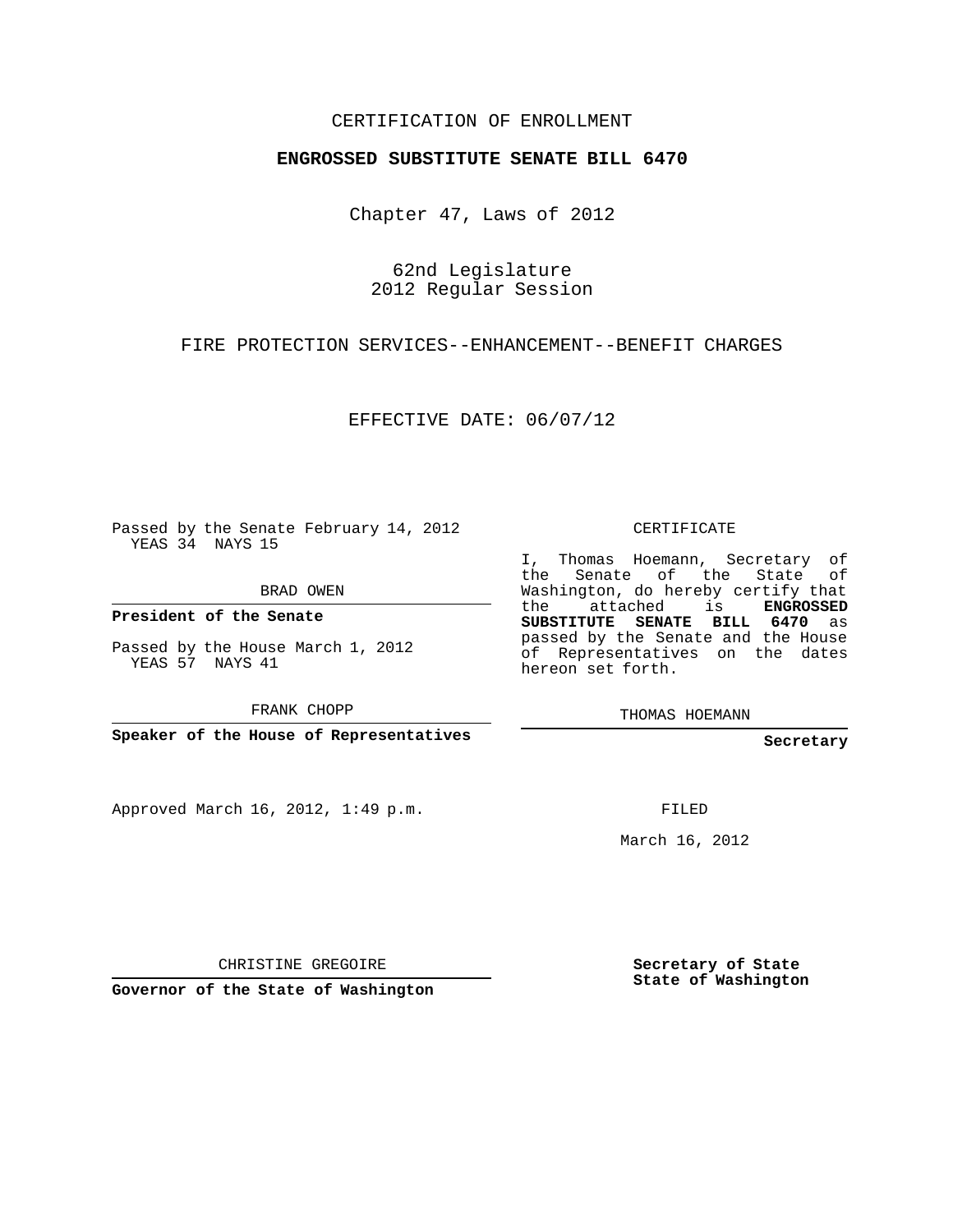CERTIFICATION OF ENROLLMENT

**ENGROSSED SUBSTITUTE SENATE BILL 6470**

Chapter 47, Laws of 2012

62nd Legislature
2012 Regular Session

FIRE PROTECTION SERVICES--ENHANCEMENT--BENEFIT CHARGES

EFFECTIVE DATE: 06/07/12

Passed by the Senate February 14, 2012
YEAS 34 NAYS 15

BRAD OWEN

**President of the Senate**

Passed by the House March 1, 2012
YEAS 57 NAYS 41

FRANK CHOPP

**Speaker of the House of Representatives**

CERTIFICATE

I, Thomas Hoemann, Secretary of the Senate of the State of Washington, do hereby certify that the attached is **ENGROSSED SUBSTITUTE SENATE BILL 6470** as passed by the Senate and the House of Representatives on the dates hereon set forth.

THOMAS HOEMANN

**Secretary**

Approved March 16, 2012, 1:49 p.m.

FILED

March 16, 2012

CHRISTINE GREGOIRE

**Governor of the State of Washington**

**Secretary of State**
**State of Washington**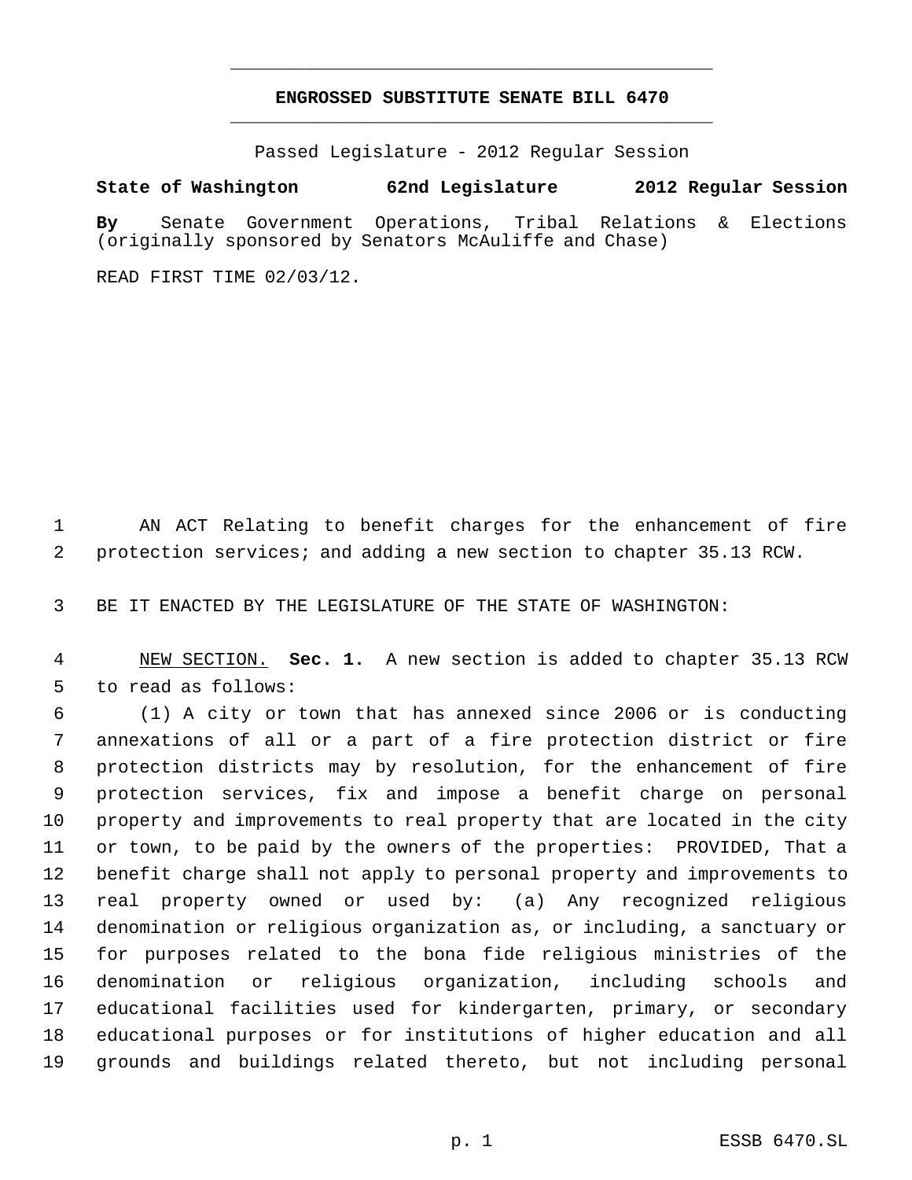**ENGROSSED SUBSTITUTE SENATE BILL 6470**

Passed Legislature - 2012 Regular Session

**State of Washington 62nd Legislature 2012 Regular Session**

**By** Senate Government Operations, Tribal Relations & Elections (originally sponsored by Senators McAuliffe and Chase)

READ FIRST TIME 02/03/12.

AN ACT Relating to benefit charges for the enhancement of fire protection services; and adding a new section to chapter 35.13 RCW.

BE IT ENACTED BY THE LEGISLATURE OF THE STATE OF WASHINGTON:

NEW SECTION. **Sec. 1.** A new section is added to chapter 35.13 RCW to read as follows:

(1) A city or town that has annexed since 2006 or is conducting annexations of all or a part of a fire protection district or fire protection districts may by resolution, for the enhancement of fire protection services, fix and impose a benefit charge on personal property and improvements to real property that are located in the city or town, to be paid by the owners of the properties: PROVIDED, That a benefit charge shall not apply to personal property and improvements to real property owned or used by: (a) Any recognized religious denomination or religious organization as, or including, a sanctuary or for purposes related to the bona fide religious ministries of the denomination or religious organization, including schools and educational facilities used for kindergarten, primary, or secondary educational purposes or for institutions of higher education and all grounds and buildings related thereto, but not including personal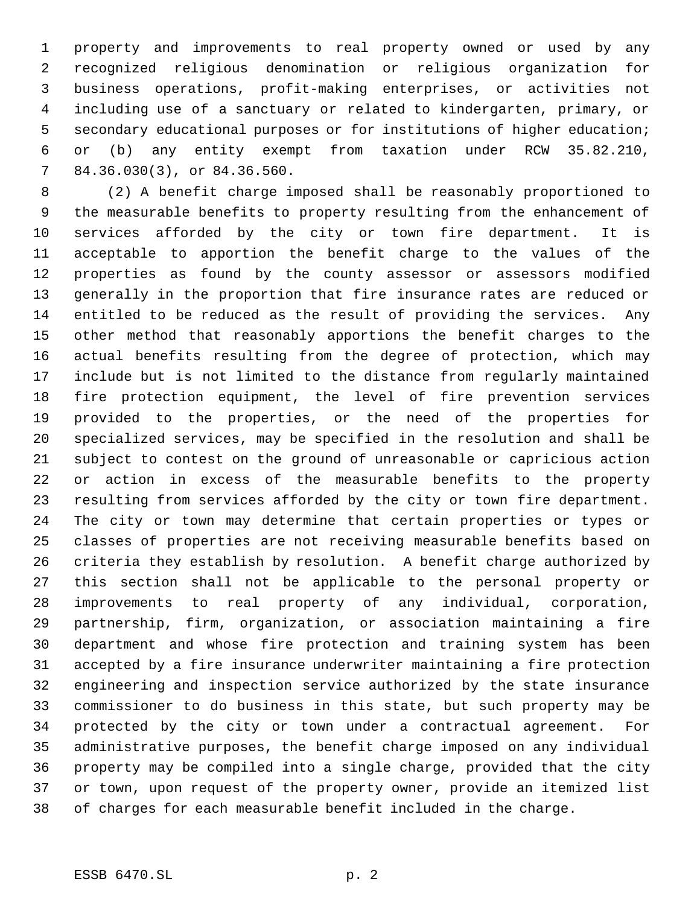property and improvements to real property owned or used by any recognized religious denomination or religious organization for business operations, profit-making enterprises, or activities not including use of a sanctuary or related to kindergarten, primary, or secondary educational purposes or for institutions of higher education; or (b) any entity exempt from taxation under RCW 35.82.210, 84.36.030(3), or 84.36.560.

(2) A benefit charge imposed shall be reasonably proportioned to the measurable benefits to property resulting from the enhancement of services afforded by the city or town fire department. It is acceptable to apportion the benefit charge to the values of the properties as found by the county assessor or assessors modified generally in the proportion that fire insurance rates are reduced or entitled to be reduced as the result of providing the services. Any other method that reasonably apportions the benefit charges to the actual benefits resulting from the degree of protection, which may include but is not limited to the distance from regularly maintained fire protection equipment, the level of fire prevention services provided to the properties, or the need of the properties for specialized services, may be specified in the resolution and shall be subject to contest on the ground of unreasonable or capricious action or action in excess of the measurable benefits to the property resulting from services afforded by the city or town fire department. The city or town may determine that certain properties or types or classes of properties are not receiving measurable benefits based on criteria they establish by resolution. A benefit charge authorized by this section shall not be applicable to the personal property or improvements to real property of any individual, corporation, partnership, firm, organization, or association maintaining a fire department and whose fire protection and training system has been accepted by a fire insurance underwriter maintaining a fire protection engineering and inspection service authorized by the state insurance commissioner to do business in this state, but such property may be protected by the city or town under a contractual agreement. For administrative purposes, the benefit charge imposed on any individual property may be compiled into a single charge, provided that the city or town, upon request of the property owner, provide an itemized list of charges for each measurable benefit included in the charge.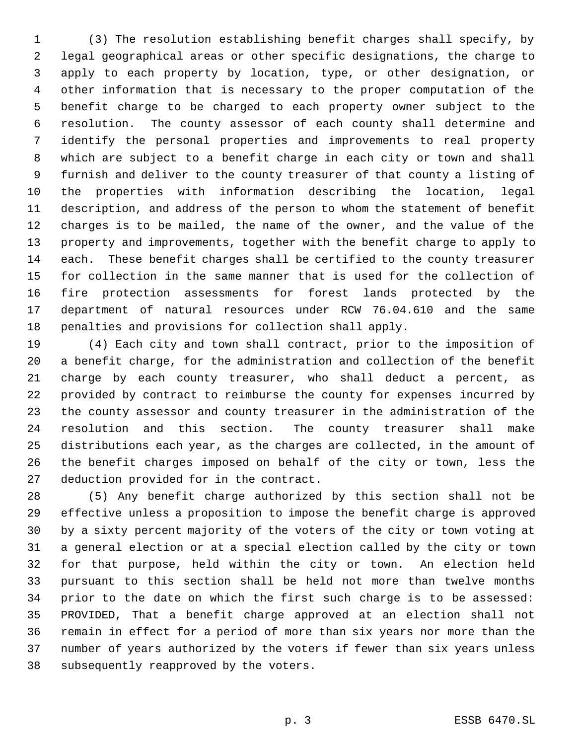(3) The resolution establishing benefit charges shall specify, by legal geographical areas or other specific designations, the charge to apply to each property by location, type, or other designation, or other information that is necessary to the proper computation of the benefit charge to be charged to each property owner subject to the resolution. The county assessor of each county shall determine and identify the personal properties and improvements to real property which are subject to a benefit charge in each city or town and shall furnish and deliver to the county treasurer of that county a listing of the properties with information describing the location, legal description, and address of the person to whom the statement of benefit charges is to be mailed, the name of the owner, and the value of the property and improvements, together with the benefit charge to apply to each. These benefit charges shall be certified to the county treasurer for collection in the same manner that is used for the collection of fire protection assessments for forest lands protected by the department of natural resources under RCW 76.04.610 and the same penalties and provisions for collection shall apply.

(4) Each city and town shall contract, prior to the imposition of a benefit charge, for the administration and collection of the benefit charge by each county treasurer, who shall deduct a percent, as provided by contract to reimburse the county for expenses incurred by the county assessor and county treasurer in the administration of the resolution and this section. The county treasurer shall make distributions each year, as the charges are collected, in the amount of the benefit charges imposed on behalf of the city or town, less the deduction provided for in the contract.

(5) Any benefit charge authorized by this section shall not be effective unless a proposition to impose the benefit charge is approved by a sixty percent majority of the voters of the city or town voting at a general election or at a special election called by the city or town for that purpose, held within the city or town. An election held pursuant to this section shall be held not more than twelve months prior to the date on which the first such charge is to be assessed: PROVIDED, That a benefit charge approved at an election shall not remain in effect for a period of more than six years nor more than the number of years authorized by the voters if fewer than six years unless subsequently reapproved by the voters.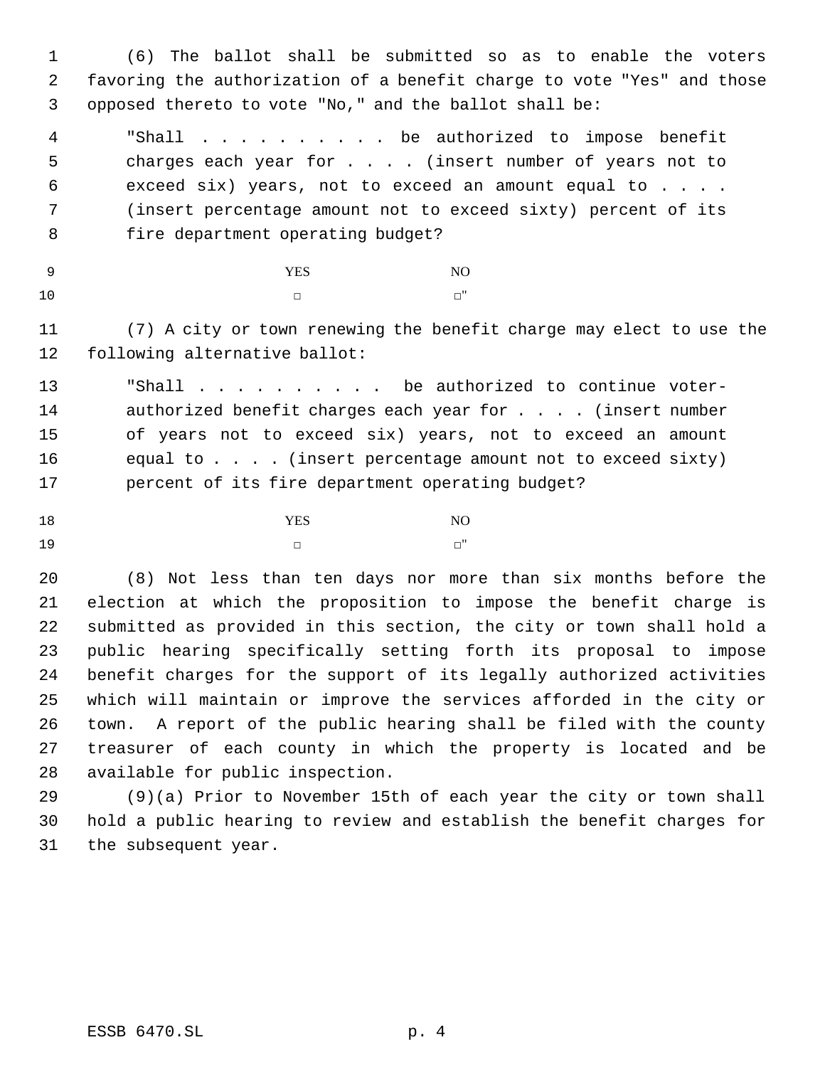(6) The ballot shall be submitted so as to enable the voters favoring the authorization of a benefit charge to vote "Yes" and those opposed thereto to vote "No," and the ballot shall be:

"Shall . . . . . . . . . . be authorized to impose benefit charges each year for . . . . (insert number of years not to exceed six) years, not to exceed an amount equal to . . . . (insert percentage amount not to exceed sixty) percent of its fire department operating budget?

| YES | NO |
|---|---|
| □ | □" |

(7) A city or town renewing the benefit charge may elect to use the following alternative ballot:

"Shall . . . . . . . . . . be authorized to continue voter-authorized benefit charges each year for . . . . (insert number of years not to exceed six) years, not to exceed an amount equal to . . . . (insert percentage amount not to exceed sixty) percent of its fire department operating budget?

| YES | NO |
|---|---|
| □ | □" |

(8) Not less than ten days nor more than six months before the election at which the proposition to impose the benefit charge is submitted as provided in this section, the city or town shall hold a public hearing specifically setting forth its proposal to impose benefit charges for the support of its legally authorized activities which will maintain or improve the services afforded in the city or town. A report of the public hearing shall be filed with the county treasurer of each county in which the property is located and be available for public inspection.

(9)(a) Prior to November 15th of each year the city or town shall hold a public hearing to review and establish the benefit charges for the subsequent year.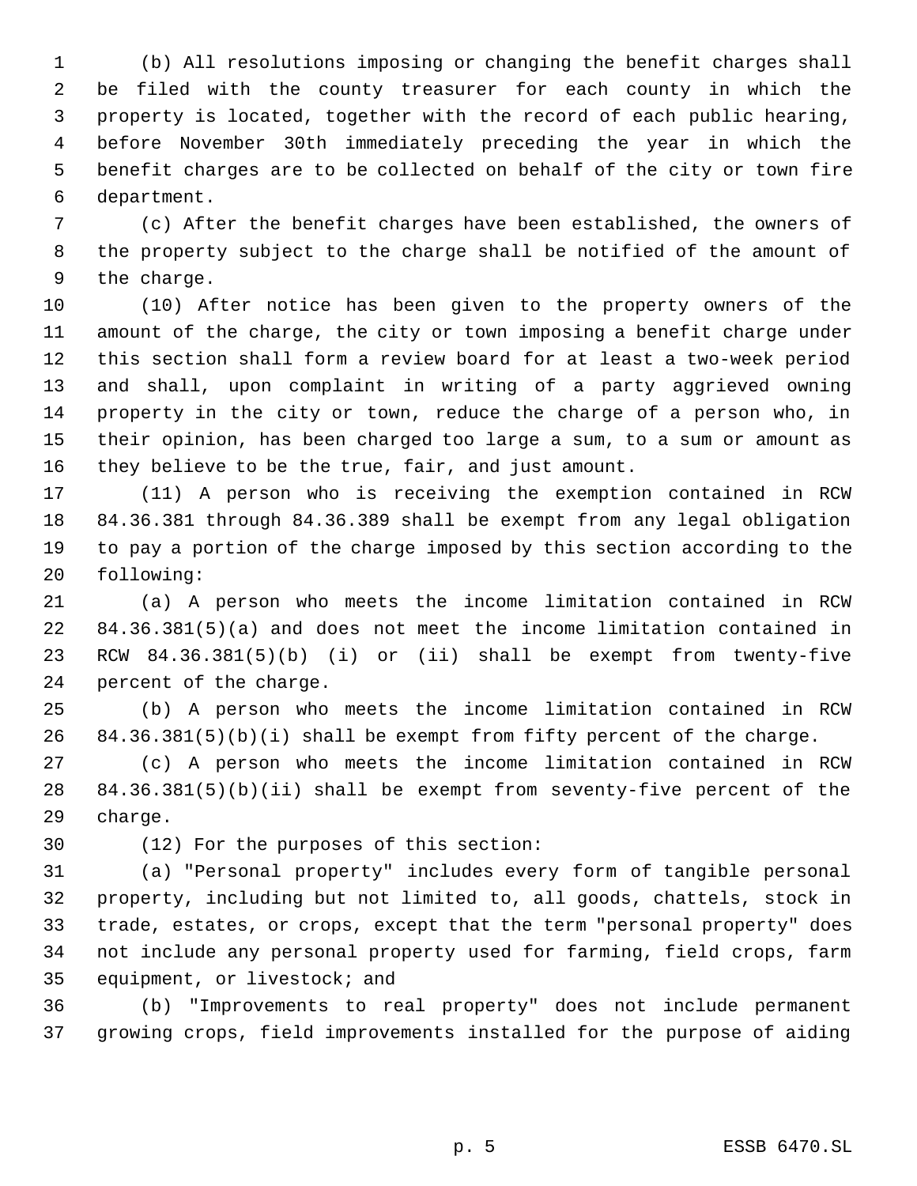(b) All resolutions imposing or changing the benefit charges shall be filed with the county treasurer for each county in which the property is located, together with the record of each public hearing, before November 30th immediately preceding the year in which the benefit charges are to be collected on behalf of the city or town fire department.

(c) After the benefit charges have been established, the owners of the property subject to the charge shall be notified of the amount of the charge.

(10) After notice has been given to the property owners of the amount of the charge, the city or town imposing a benefit charge under this section shall form a review board for at least a two-week period and shall, upon complaint in writing of a party aggrieved owning property in the city or town, reduce the charge of a person who, in their opinion, has been charged too large a sum, to a sum or amount as they believe to be the true, fair, and just amount.

(11) A person who is receiving the exemption contained in RCW 84.36.381 through 84.36.389 shall be exempt from any legal obligation to pay a portion of the charge imposed by this section according to the following:

(a) A person who meets the income limitation contained in RCW 84.36.381(5)(a) and does not meet the income limitation contained in RCW 84.36.381(5)(b) (i) or (ii) shall be exempt from twenty-five percent of the charge.

(b) A person who meets the income limitation contained in RCW 84.36.381(5)(b)(i) shall be exempt from fifty percent of the charge.

(c) A person who meets the income limitation contained in RCW 84.36.381(5)(b)(ii) shall be exempt from seventy-five percent of the charge.

(12) For the purposes of this section:

(a) "Personal property" includes every form of tangible personal property, including but not limited to, all goods, chattels, stock in trade, estates, or crops, except that the term "personal property" does not include any personal property used for farming, field crops, farm equipment, or livestock; and

(b) "Improvements to real property" does not include permanent growing crops, field improvements installed for the purpose of aiding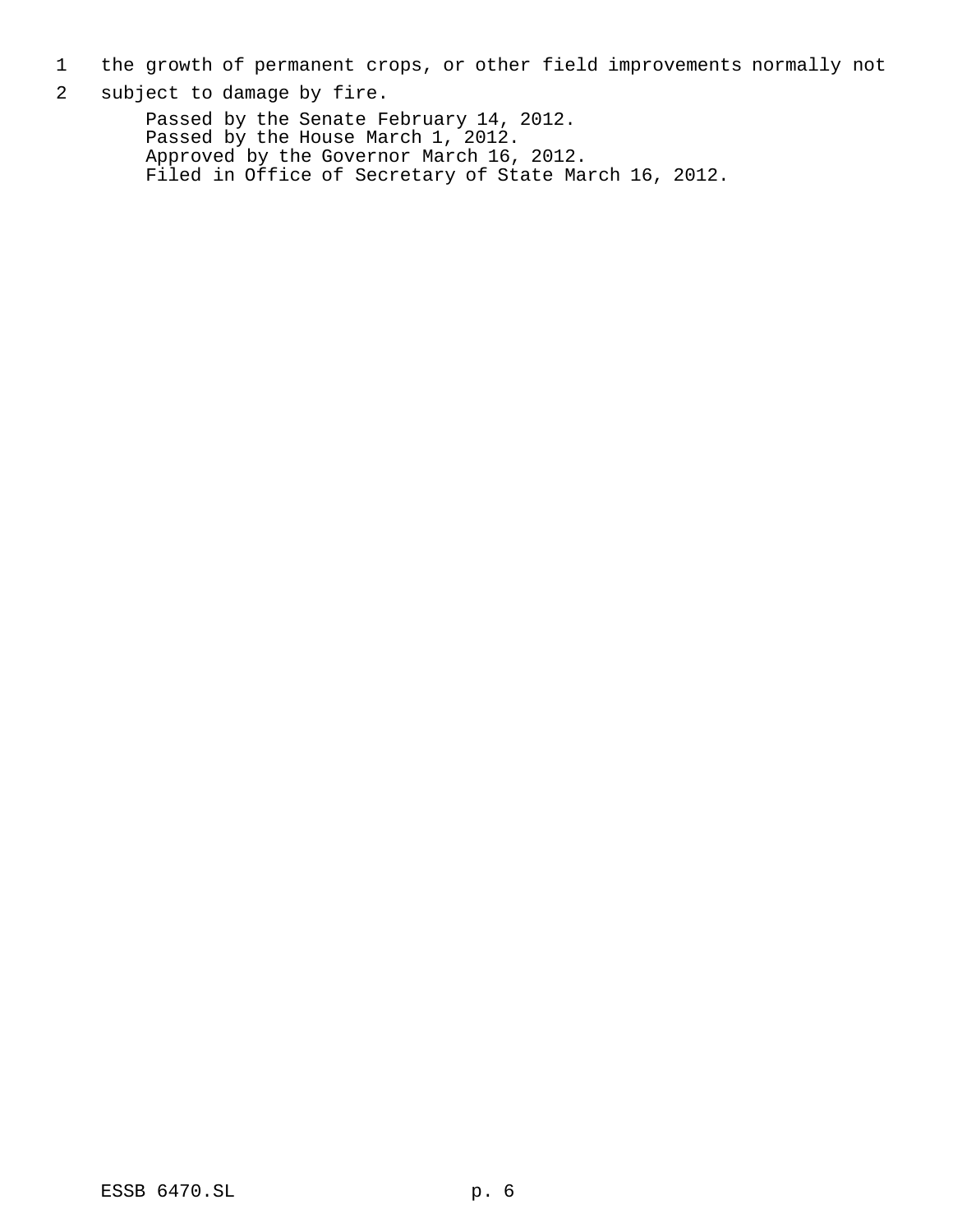the growth of permanent crops, or other field improvements normally not subject to damage by fire.

Passed by the Senate February 14, 2012.
Passed by the House March 1, 2012.
Approved by the Governor March 16, 2012.
Filed in Office of Secretary of State March 16, 2012.